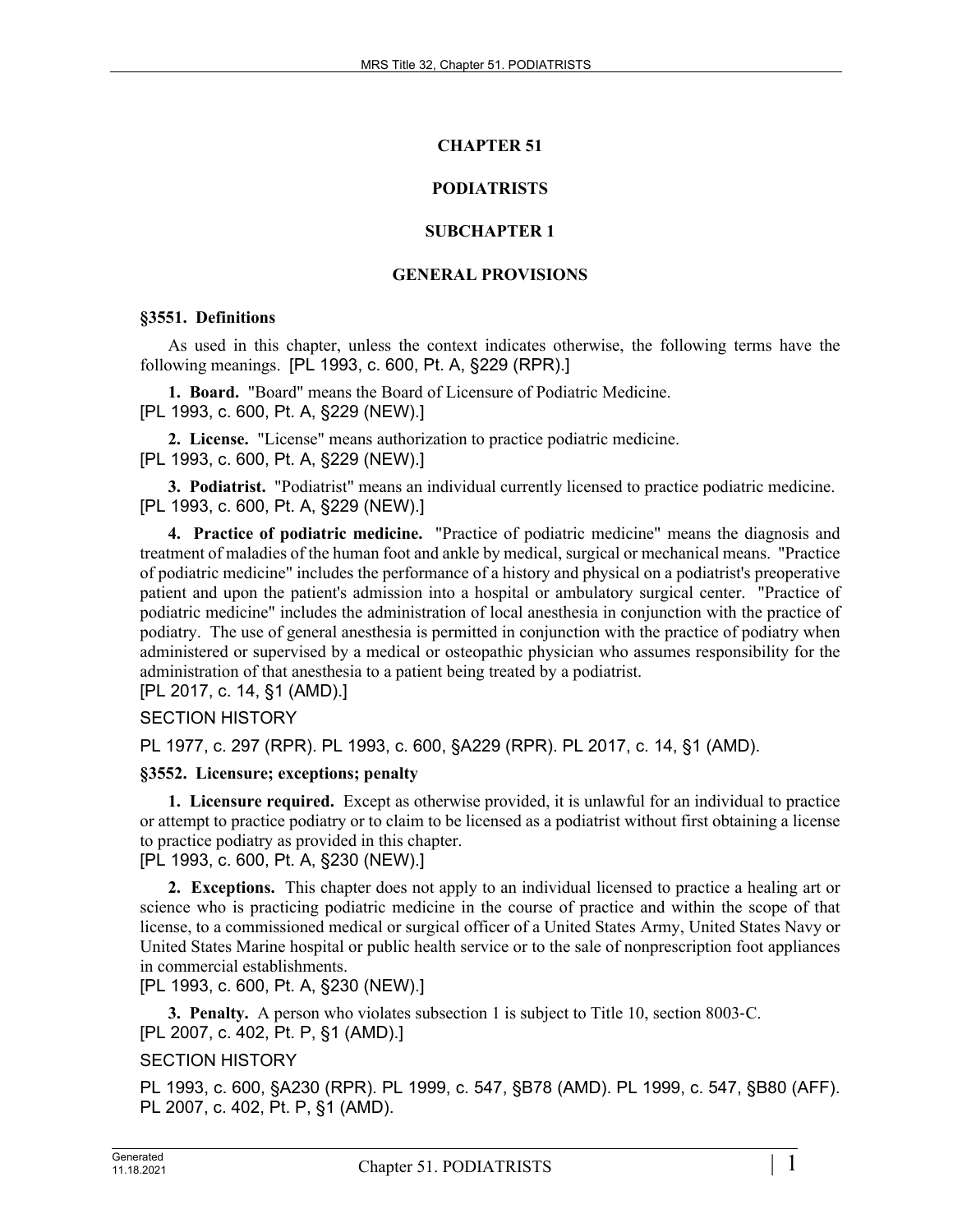# CHAPTER 51

# PODIATRISTS

## SUBCHAPTER 1

## GENERAL PROVISIONS

### §3551. Definitions

As used in this chapter, unless the context indicates otherwise, the following terms have the following meanings. [PL 1993, c. 600, Pt. A, §229 (RPR).]

**1. Board.** "Board" means the Board of Licensure of Podiatric Medicine.
[PL 1993, c. 600, Pt. A, §229 (NEW).]

**2. License.** "License" means authorization to practice podiatric medicine.
[PL 1993, c. 600, Pt. A, §229 (NEW).]

**3. Podiatrist.** "Podiatrist" means an individual currently licensed to practice podiatric medicine.
[PL 1993, c. 600, Pt. A, §229 (NEW).]

**4. Practice of podiatric medicine.** "Practice of podiatric medicine" means the diagnosis and treatment of maladies of the human foot and ankle by medical, surgical or mechanical means. "Practice of podiatric medicine" includes the performance of a history and physical on a podiatrist's preoperative patient and upon the patient's admission into a hospital or ambulatory surgical center. "Practice of podiatric medicine" includes the administration of local anesthesia in conjunction with the practice of podiatry. The use of general anesthesia is permitted in conjunction with the practice of podiatry when administered or supervised by a medical or osteopathic physician who assumes responsibility for the administration of that anesthesia to a patient being treated by a podiatrist.
[PL 2017, c. 14, §1 (AMD).]

SECTION HISTORY

PL 1977, c. 297 (RPR). PL 1993, c. 600, §A229 (RPR). PL 2017, c. 14, §1 (AMD).

### §3552. Licensure; exceptions; penalty

**1. Licensure required.** Except as otherwise provided, it is unlawful for an individual to practice or attempt to practice podiatry or to claim to be licensed as a podiatrist without first obtaining a license to practice podiatry as provided in this chapter.
[PL 1993, c. 600, Pt. A, §230 (NEW).]

**2. Exceptions.** This chapter does not apply to an individual licensed to practice a healing art or science who is practicing podiatric medicine in the course of practice and within the scope of that license, to a commissioned medical or surgical officer of a United States Army, United States Navy or United States Marine hospital or public health service or to the sale of nonprescription foot appliances in commercial establishments.
[PL 1993, c. 600, Pt. A, §230 (NEW).]

**3. Penalty.** A person who violates subsection 1 is subject to Title 10, section 8003-C.
[PL 2007, c. 402, Pt. P, §1 (AMD).]

SECTION HISTORY

PL 1993, c. 600, §A230 (RPR). PL 1999, c. 547, §B78 (AMD). PL 1999, c. 547, §B80 (AFF). PL 2007, c. 402, Pt. P, §1 (AMD).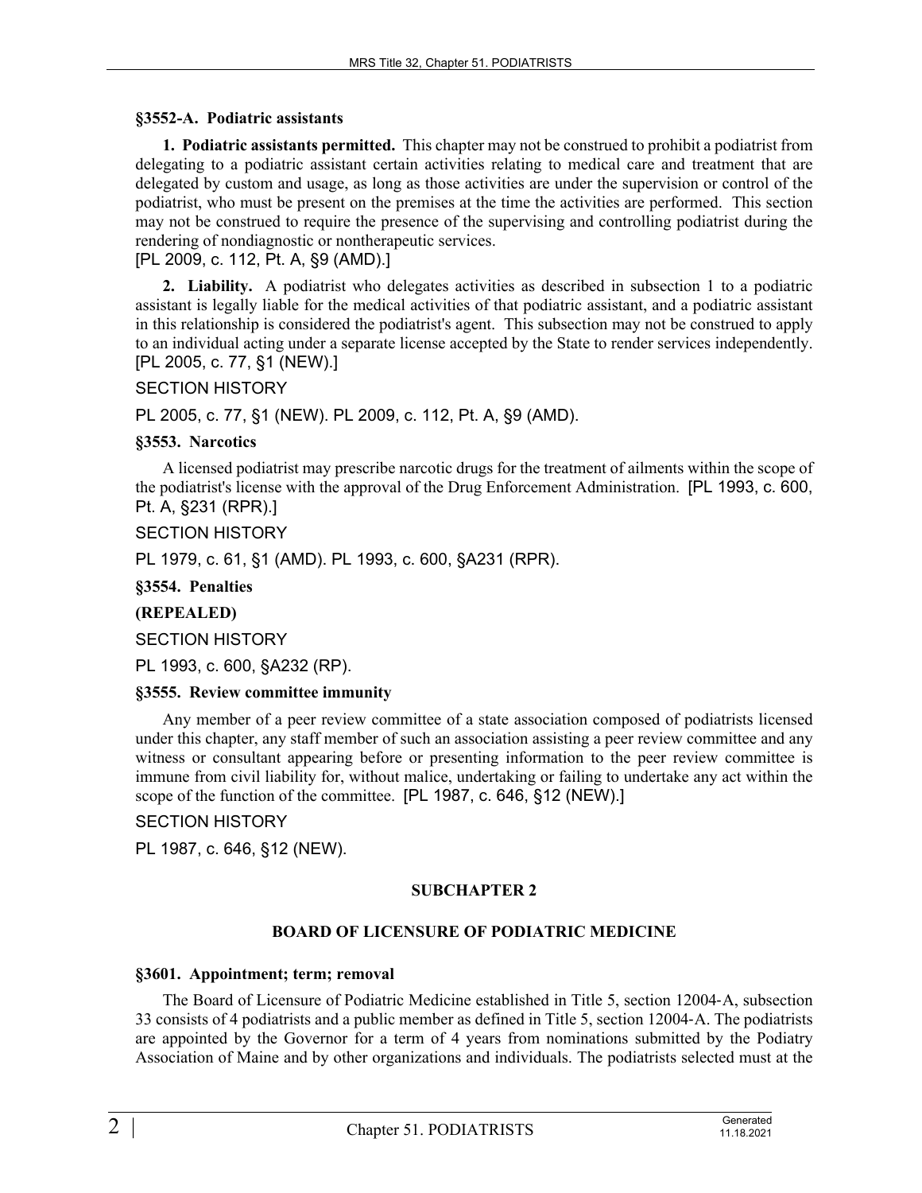### §3552-A. Podiatric assistants

**1. Podiatric assistants permitted.** This chapter may not be construed to prohibit a podiatrist from delegating to a podiatric assistant certain activities relating to medical care and treatment that are delegated by custom and usage, as long as those activities are under the supervision or control of the podiatrist, who must be present on the premises at the time the activities are performed. This section may not be construed to require the presence of the supervising and controlling podiatrist during the rendering of nondiagnostic or nontherapeutic services.
[PL 2009, c. 112, Pt. A, §9 (AMD).]

**2. Liability.** A podiatrist who delegates activities as described in subsection 1 to a podiatric assistant is legally liable for the medical activities of that podiatric assistant, and a podiatric assistant in this relationship is considered the podiatrist's agent. This subsection may not be construed to apply to an individual acting under a separate license accepted by the State to render services independently.
[PL 2005, c. 77, §1 (NEW).]

SECTION HISTORY

PL 2005, c. 77, §1 (NEW). PL 2009, c. 112, Pt. A, §9 (AMD).

### §3553. Narcotics

A licensed podiatrist may prescribe narcotic drugs for the treatment of ailments within the scope of the podiatrist's license with the approval of the Drug Enforcement Administration. [PL 1993, c. 600, Pt. A, §231 (RPR).]

SECTION HISTORY

PL 1979, c. 61, §1 (AMD). PL 1993, c. 600, §A231 (RPR).

### §3554. Penalties

**(REPEALED)**

SECTION HISTORY

PL 1993, c. 600, §A232 (RP).

### §3555. Review committee immunity

Any member of a peer review committee of a state association composed of podiatrists licensed under this chapter, any staff member of such an association assisting a peer review committee and any witness or consultant appearing before or presenting information to the peer review committee is immune from civil liability for, without malice, undertaking or failing to undertake any act within the scope of the function of the committee. [PL 1987, c. 646, §12 (NEW).]

SECTION HISTORY

PL 1987, c. 646, §12 (NEW).

## SUBCHAPTER 2

## BOARD OF LICENSURE OF PODIATRIC MEDICINE

### §3601. Appointment; term; removal

The Board of Licensure of Podiatric Medicine established in Title 5, section 12004-A, subsection 33 consists of 4 podiatrists and a public member as defined in Title 5, section 12004-A. The podiatrists are appointed by the Governor for a term of 4 years from nominations submitted by the Podiatry Association of Maine and by other organizations and individuals. The podiatrists selected must at the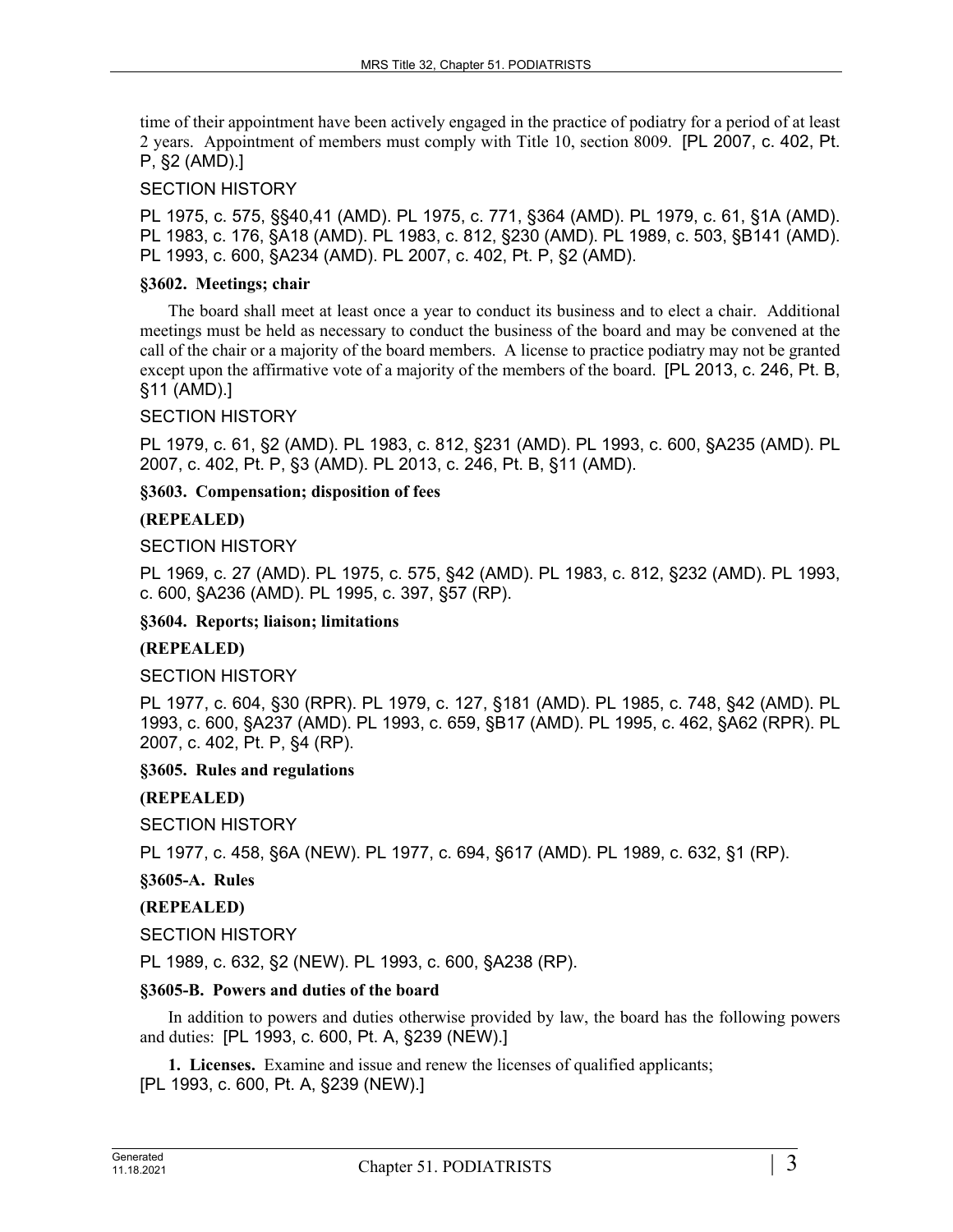time of their appointment have been actively engaged in the practice of podiatry for a period of at least 2 years. Appointment of members must comply with Title 10, section 8009. [PL 2007, c. 402, Pt. P, §2 (AMD).]

SECTION HISTORY

PL 1975, c. 575, §§40,41 (AMD). PL 1975, c. 771, §364 (AMD). PL 1979, c. 61, §1A (AMD). PL 1983, c. 176, §A18 (AMD). PL 1983, c. 812, §230 (AMD). PL 1989, c. 503, §B141 (AMD). PL 1993, c. 600, §A234 (AMD). PL 2007, c. 402, Pt. P, §2 (AMD).

**§3602. Meetings; chair**

The board shall meet at least once a year to conduct its business and to elect a chair. Additional meetings must be held as necessary to conduct the business of the board and may be convened at the call of the chair or a majority of the board members. A license to practice podiatry may not be granted except upon the affirmative vote of a majority of the members of the board. [PL 2013, c. 246, Pt. B, §11 (AMD).]

SECTION HISTORY

PL 1979, c. 61, §2 (AMD). PL 1983, c. 812, §231 (AMD). PL 1993, c. 600, §A235 (AMD). PL 2007, c. 402, Pt. P, §3 (AMD). PL 2013, c. 246, Pt. B, §11 (AMD).

**§3603. Compensation; disposition of fees**

**(REPEALED)**

SECTION HISTORY

PL 1969, c. 27 (AMD). PL 1975, c. 575, §42 (AMD). PL 1983, c. 812, §232 (AMD). PL 1993, c. 600, §A236 (AMD). PL 1995, c. 397, §57 (RP).

**§3604. Reports; liaison; limitations**

**(REPEALED)**

SECTION HISTORY

PL 1977, c. 604, §30 (RPR). PL 1979, c. 127, §181 (AMD). PL 1985, c. 748, §42 (AMD). PL 1993, c. 600, §A237 (AMD). PL 1993, c. 659, §B17 (AMD). PL 1995, c. 462, §A62 (RPR). PL 2007, c. 402, Pt. P, §4 (RP).

**§3605. Rules and regulations**

**(REPEALED)**

SECTION HISTORY

PL 1977, c. 458, §6A (NEW). PL 1977, c. 694, §617 (AMD). PL 1989, c. 632, §1 (RP).

**§3605-A. Rules**

**(REPEALED)**

SECTION HISTORY

PL 1989, c. 632, §2 (NEW). PL 1993, c. 600, §A238 (RP).

**§3605-B. Powers and duties of the board**

In addition to powers and duties otherwise provided by law, the board has the following powers and duties: [PL 1993, c. 600, Pt. A, §239 (NEW).]

**1. Licenses.** Examine and issue and renew the licenses of qualified applicants;
[PL 1993, c. 600, Pt. A, §239 (NEW).]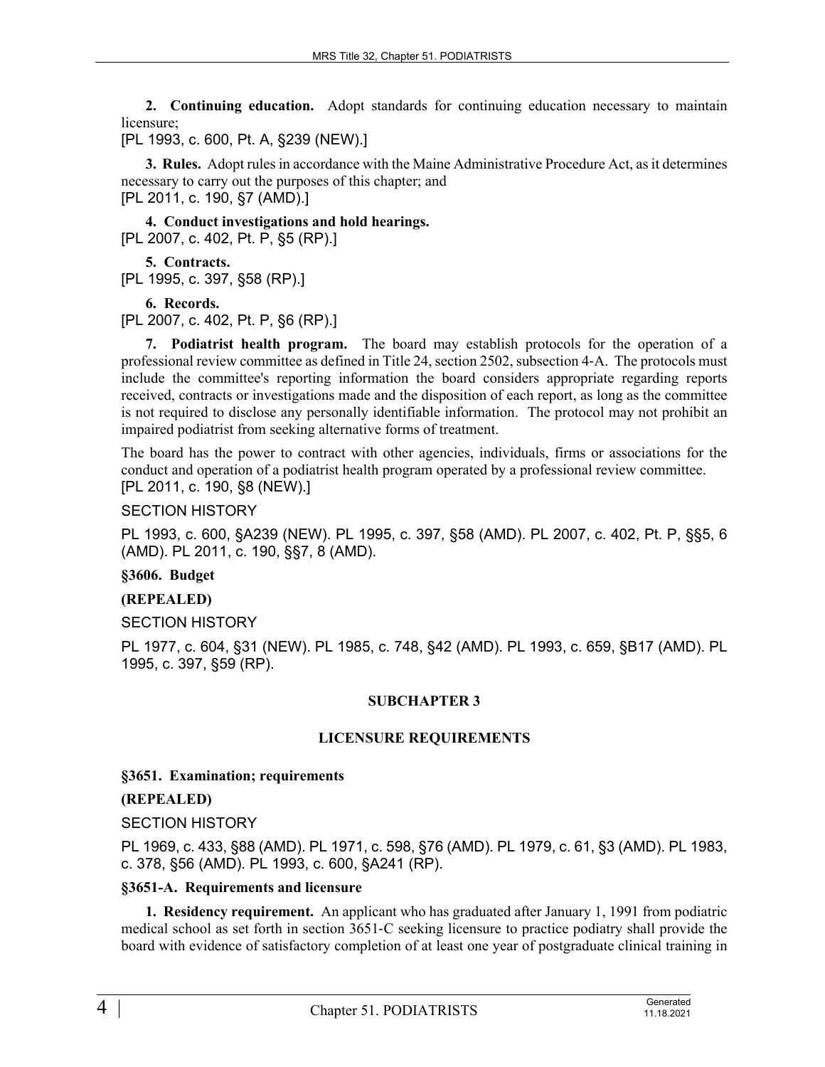**2. Continuing education.** Adopt standards for continuing education necessary to maintain licensure;

[PL 1993, c. 600, Pt. A, §239 (NEW).]

**3. Rules.** Adopt rules in accordance with the Maine Administrative Procedure Act, as it determines necessary to carry out the purposes of this chapter; and

[PL 2011, c. 190, §7 (AMD).]

**4. Conduct investigations and hold hearings.**

[PL 2007, c. 402, Pt. P, §5 (RP).]

**5. Contracts.**

[PL 1995, c. 397, §58 (RP).]

**6. Records.**

[PL 2007, c. 402, Pt. P, §6 (RP).]

**7. Podiatrist health program.** The board may establish protocols for the operation of a professional review committee as defined in Title 24, section 2502, subsection 4-A. The protocols must include the committee's reporting information the board considers appropriate regarding reports received, contracts or investigations made and the disposition of each report, as long as the committee is not required to disclose any personally identifiable information. The protocol may not prohibit an impaired podiatrist from seeking alternative forms of treatment.

The board has the power to contract with other agencies, individuals, firms or associations for the conduct and operation of a podiatrist health program operated by a professional review committee.

[PL 2011, c. 190, §8 (NEW).]

SECTION HISTORY

PL 1993, c. 600, §A239 (NEW). PL 1995, c. 397, §58 (AMD). PL 2007, c. 402, Pt. P, §§5, 6 (AMD). PL 2011, c. 190, §§7, 8 (AMD).

**§3606. Budget**

**(REPEALED)**

SECTION HISTORY

PL 1977, c. 604, §31 (NEW). PL 1985, c. 748, §42 (AMD). PL 1993, c. 659, §B17 (AMD). PL 1995, c. 397, §59 (RP).

## SUBCHAPTER 3

## LICENSURE REQUIREMENTS

**§3651. Examination; requirements**

**(REPEALED)**

SECTION HISTORY

PL 1969, c. 433, §88 (AMD). PL 1971, c. 598, §76 (AMD). PL 1979, c. 61, §3 (AMD). PL 1983, c. 378, §56 (AMD). PL 1993, c. 600, §A241 (RP).

**§3651-A. Requirements and licensure**

**1. Residency requirement.** An applicant who has graduated after January 1, 1991 from podiatric medical school as set forth in section 3651-C seeking licensure to practice podiatry shall provide the board with evidence of satisfactory completion of at least one year of postgraduate clinical training in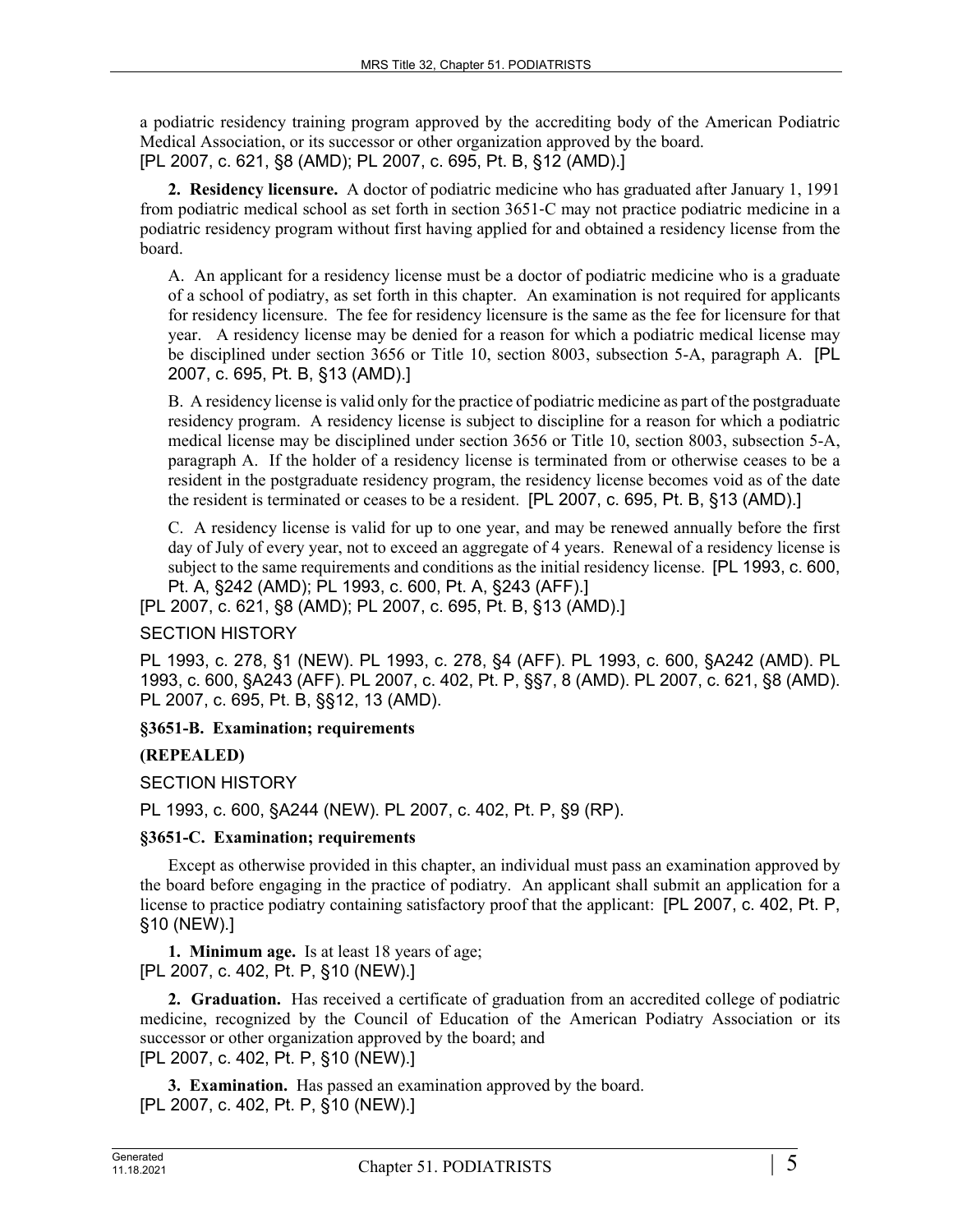a podiatric residency training program approved by the accrediting body of the American Podiatric Medical Association, or its successor or other organization approved by the board.
[PL 2007, c. 621, §8 (AMD); PL 2007, c. 695, Pt. B, §12 (AMD).]

**2. Residency licensure.** A doctor of podiatric medicine who has graduated after January 1, 1991 from podiatric medical school as set forth in section 3651-C may not practice podiatric medicine in a podiatric residency program without first having applied for and obtained a residency license from the board.

A. An applicant for a residency license must be a doctor of podiatric medicine who is a graduate of a school of podiatry, as set forth in this chapter. An examination is not required for applicants for residency licensure. The fee for residency licensure is the same as the fee for licensure for that year. A residency license may be denied for a reason for which a podiatric medical license may be disciplined under section 3656 or Title 10, section 8003, subsection 5-A, paragraph A. [PL 2007, c. 695, Pt. B, §13 (AMD).]

B. A residency license is valid only for the practice of podiatric medicine as part of the postgraduate residency program. A residency license is subject to discipline for a reason for which a podiatric medical license may be disciplined under section 3656 or Title 10, section 8003, subsection 5-A, paragraph A. If the holder of a residency license is terminated from or otherwise ceases to be a resident in the postgraduate residency program, the residency license becomes void as of the date the resident is terminated or ceases to be a resident. [PL 2007, c. 695, Pt. B, §13 (AMD).]

C. A residency license is valid for up to one year, and may be renewed annually before the first day of July of every year, not to exceed an aggregate of 4 years. Renewal of a residency license is subject to the same requirements and conditions as the initial residency license. [PL 1993, c. 600, Pt. A, §242 (AMD); PL 1993, c. 600, Pt. A, §243 (AFF).]

[PL 2007, c. 621, §8 (AMD); PL 2007, c. 695, Pt. B, §13 (AMD).]

SECTION HISTORY

PL 1993, c. 278, §1 (NEW). PL 1993, c. 278, §4 (AFF). PL 1993, c. 600, §A242 (AMD). PL 1993, c. 600, §A243 (AFF). PL 2007, c. 402, Pt. P, §§7, 8 (AMD). PL 2007, c. 621, §8 (AMD). PL 2007, c. 695, Pt. B, §§12, 13 (AMD).

**§3651-B. Examination; requirements**

**(REPEALED)**

SECTION HISTORY

PL 1993, c. 600, §A244 (NEW). PL 2007, c. 402, Pt. P, §9 (RP).

**§3651-C. Examination; requirements**

Except as otherwise provided in this chapter, an individual must pass an examination approved by the board before engaging in the practice of podiatry. An applicant shall submit an application for a license to practice podiatry containing satisfactory proof that the applicant: [PL 2007, c. 402, Pt. P, §10 (NEW).]

**1. Minimum age.** Is at least 18 years of age;
[PL 2007, c. 402, Pt. P, §10 (NEW).]

**2. Graduation.** Has received a certificate of graduation from an accredited college of podiatric medicine, recognized by the Council of Education of the American Podiatry Association or its successor or other organization approved by the board; and
[PL 2007, c. 402, Pt. P, §10 (NEW).]

**3. Examination.** Has passed an examination approved by the board.
[PL 2007, c. 402, Pt. P, §10 (NEW).]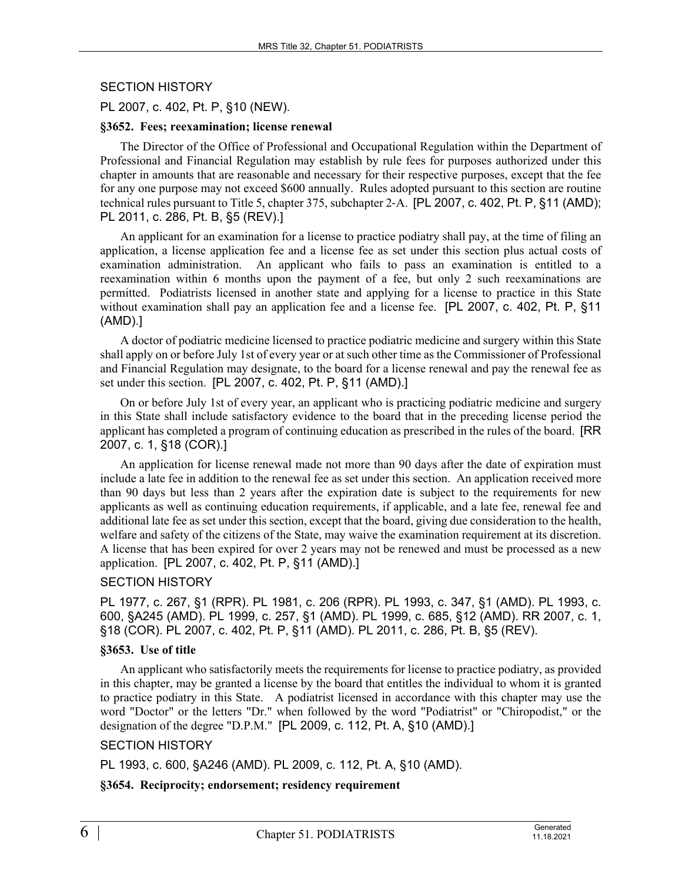SECTION HISTORY

PL 2007, c. 402, Pt. P, §10 (NEW).

**§3652. Fees; reexamination; license renewal**

The Director of the Office of Professional and Occupational Regulation within the Department of Professional and Financial Regulation may establish by rule fees for purposes authorized under this chapter in amounts that are reasonable and necessary for their respective purposes, except that the fee for any one purpose may not exceed $600 annually. Rules adopted pursuant to this section are routine technical rules pursuant to Title 5, chapter 375, subchapter 2-A. [PL 2007, c. 402, Pt. P, §11 (AMD); PL 2011, c. 286, Pt. B, §5 (REV).]

An applicant for an examination for a license to practice podiatry shall pay, at the time of filing an application, a license application fee and a license fee as set under this section plus actual costs of examination administration. An applicant who fails to pass an examination is entitled to a reexamination within 6 months upon the payment of a fee, but only 2 such reexaminations are permitted. Podiatrists licensed in another state and applying for a license to practice in this State without examination shall pay an application fee and a license fee. [PL 2007, c. 402, Pt. P, §11 (AMD).]

A doctor of podiatric medicine licensed to practice podiatric medicine and surgery within this State shall apply on or before July 1st of every year or at such other time as the Commissioner of Professional and Financial Regulation may designate, to the board for a license renewal and pay the renewal fee as set under this section. [PL 2007, c. 402, Pt. P, §11 (AMD).]

On or before July 1st of every year, an applicant who is practicing podiatric medicine and surgery in this State shall include satisfactory evidence to the board that in the preceding license period the applicant has completed a program of continuing education as prescribed in the rules of the board. [RR 2007, c. 1, §18 (COR).]

An application for license renewal made not more than 90 days after the date of expiration must include a late fee in addition to the renewal fee as set under this section. An application received more than 90 days but less than 2 years after the expiration date is subject to the requirements for new applicants as well as continuing education requirements, if applicable, and a late fee, renewal fee and additional late fee as set under this section, except that the board, giving due consideration to the health, welfare and safety of the citizens of the State, may waive the examination requirement at its discretion. A license that has been expired for over 2 years may not be renewed and must be processed as a new application. [PL 2007, c. 402, Pt. P, §11 (AMD).]

SECTION HISTORY

PL 1977, c. 267, §1 (RPR). PL 1981, c. 206 (RPR). PL 1993, c. 347, §1 (AMD). PL 1993, c. 600, §A245 (AMD). PL 1999, c. 257, §1 (AMD). PL 1999, c. 685, §12 (AMD). RR 2007, c. 1, §18 (COR). PL 2007, c. 402, Pt. P, §11 (AMD). PL 2011, c. 286, Pt. B, §5 (REV).

**§3653. Use of title**

An applicant who satisfactorily meets the requirements for license to practice podiatry, as provided in this chapter, may be granted a license by the board that entitles the individual to whom it is granted to practice podiatry in this State. A podiatrist licensed in accordance with this chapter may use the word "Doctor" or the letters "Dr." when followed by the word "Podiatrist" or "Chiropodist," or the designation of the degree "D.P.M." [PL 2009, c. 112, Pt. A, §10 (AMD).]

SECTION HISTORY

PL 1993, c. 600, §A246 (AMD). PL 2009, c. 112, Pt. A, §10 (AMD).

**§3654. Reciprocity; endorsement; residency requirement**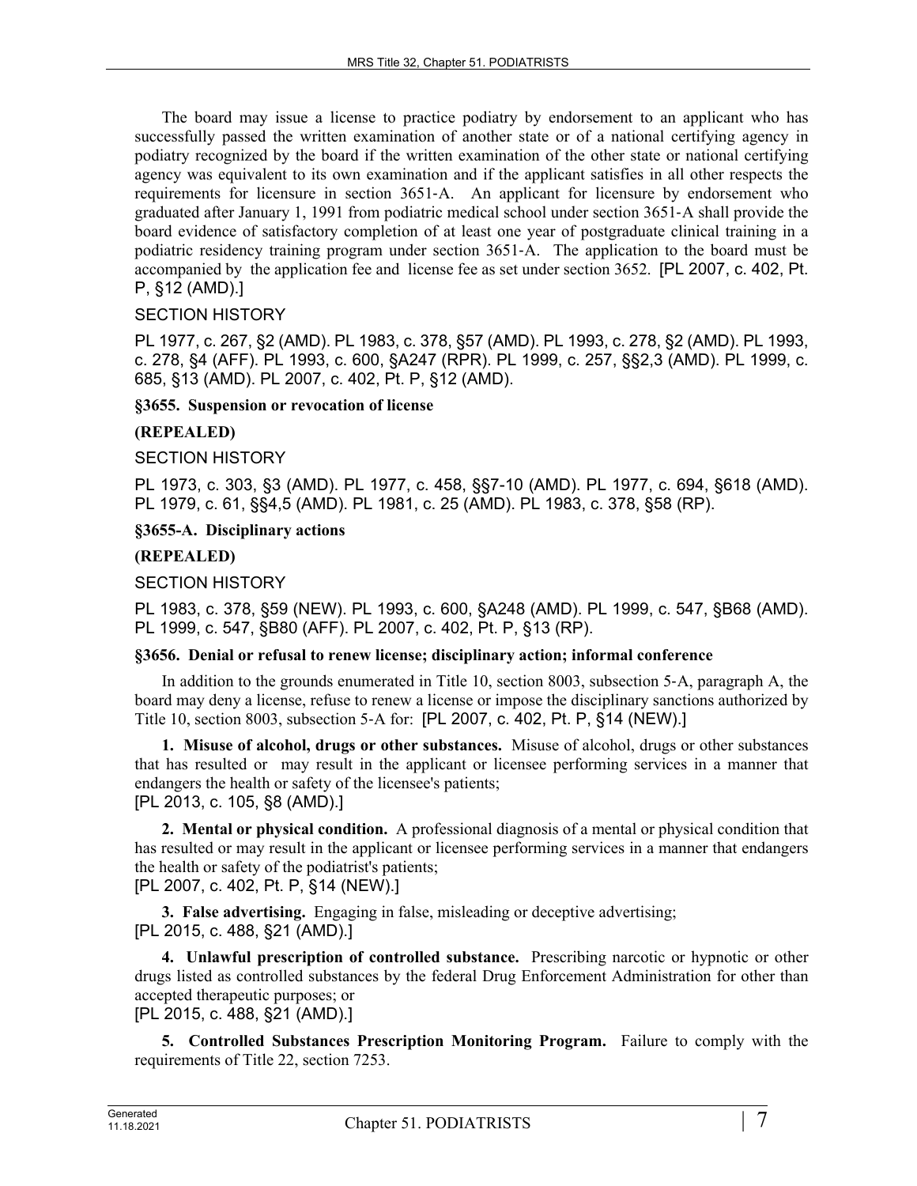The board may issue a license to practice podiatry by endorsement to an applicant who has successfully passed the written examination of another state or of a national certifying agency in podiatry recognized by the board if the written examination of the other state or national certifying agency was equivalent to its own examination and if the applicant satisfies in all other respects the requirements for licensure in section 3651-A. An applicant for licensure by endorsement who graduated after January 1, 1991 from podiatric medical school under section 3651-A shall provide the board evidence of satisfactory completion of at least one year of postgraduate clinical training in a podiatric residency training program under section 3651-A. The application to the board must be accompanied by the application fee and license fee as set under section 3652. [PL 2007, c. 402, Pt. P, §12 (AMD).]

SECTION HISTORY

PL 1977, c. 267, §2 (AMD). PL 1983, c. 378, §57 (AMD). PL 1993, c. 278, §2 (AMD). PL 1993, c. 278, §4 (AFF). PL 1993, c. 600, §A247 (RPR). PL 1999, c. 257, §§2,3 (AMD). PL 1999, c. 685, §13 (AMD). PL 2007, c. 402, Pt. P, §12 (AMD).

**§3655. Suspension or revocation of license**

**(REPEALED)**

SECTION HISTORY

PL 1973, c. 303, §3 (AMD). PL 1977, c. 458, §§7-10 (AMD). PL 1977, c. 694, §618 (AMD). PL 1979, c. 61, §§4,5 (AMD). PL 1981, c. 25 (AMD). PL 1983, c. 378, §58 (RP).

**§3655-A. Disciplinary actions**

**(REPEALED)**

SECTION HISTORY

PL 1983, c. 378, §59 (NEW). PL 1993, c. 600, §A248 (AMD). PL 1999, c. 547, §B68 (AMD). PL 1999, c. 547, §B80 (AFF). PL 2007, c. 402, Pt. P, §13 (RP).

**§3656. Denial or refusal to renew license; disciplinary action; informal conference**

In addition to the grounds enumerated in Title 10, section 8003, subsection 5-A, paragraph A, the board may deny a license, refuse to renew a license or impose the disciplinary sanctions authorized by Title 10, section 8003, subsection 5-A for: [PL 2007, c. 402, Pt. P, §14 (NEW).]

**1. Misuse of alcohol, drugs or other substances.** Misuse of alcohol, drugs or other substances that has resulted or may result in the applicant or licensee performing services in a manner that endangers the health or safety of the licensee's patients;
[PL 2013, c. 105, §8 (AMD).]

**2. Mental or physical condition.** A professional diagnosis of a mental or physical condition that has resulted or may result in the applicant or licensee performing services in a manner that endangers the health or safety of the podiatrist's patients;
[PL 2007, c. 402, Pt. P, §14 (NEW).]

**3. False advertising.** Engaging in false, misleading or deceptive advertising;
[PL 2015, c. 488, §21 (AMD).]

**4. Unlawful prescription of controlled substance.** Prescribing narcotic or hypnotic or other drugs listed as controlled substances by the federal Drug Enforcement Administration for other than accepted therapeutic purposes; or
[PL 2015, c. 488, §21 (AMD).]

**5. Controlled Substances Prescription Monitoring Program.** Failure to comply with the requirements of Title 22, section 7253.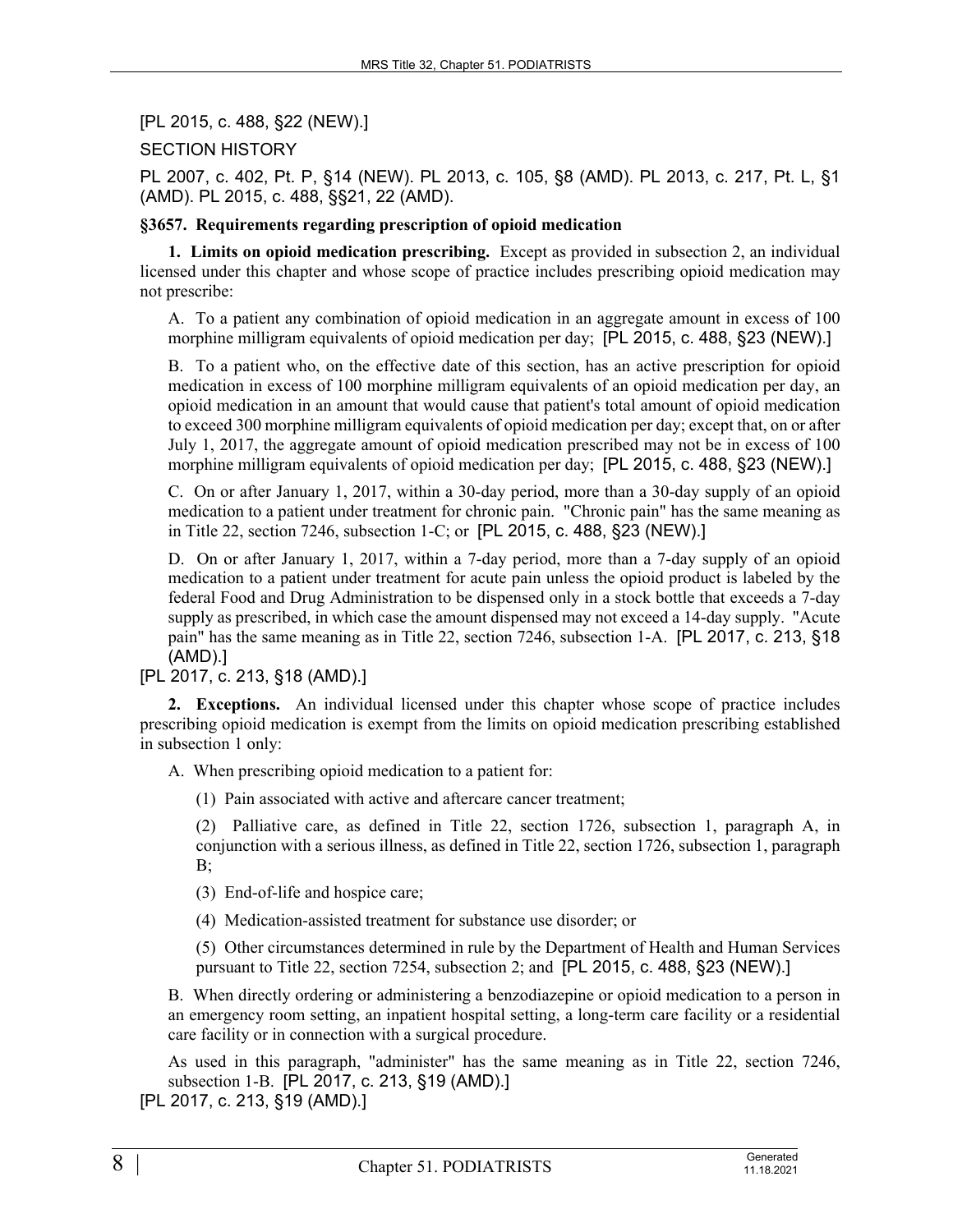[PL 2015, c. 488, §22 (NEW).]

SECTION HISTORY

PL 2007, c. 402, Pt. P, §14 (NEW). PL 2013, c. 105, §8 (AMD). PL 2013, c. 217, Pt. L, §1 (AMD). PL 2015, c. 488, §§21, 22 (AMD).

### §3657. Requirements regarding prescription of opioid medication

**1. Limits on opioid medication prescribing.** Except as provided in subsection 2, an individual licensed under this chapter and whose scope of practice includes prescribing opioid medication may not prescribe:

A. To a patient any combination of opioid medication in an aggregate amount in excess of 100 morphine milligram equivalents of opioid medication per day; [PL 2015, c. 488, §23 (NEW).]

B. To a patient who, on the effective date of this section, has an active prescription for opioid medication in excess of 100 morphine milligram equivalents of an opioid medication per day, an opioid medication in an amount that would cause that patient's total amount of opioid medication to exceed 300 morphine milligram equivalents of opioid medication per day; except that, on or after July 1, 2017, the aggregate amount of opioid medication prescribed may not be in excess of 100 morphine milligram equivalents of opioid medication per day; [PL 2015, c. 488, §23 (NEW).]

C. On or after January 1, 2017, within a 30-day period, more than a 30-day supply of an opioid medication to a patient under treatment for chronic pain. "Chronic pain" has the same meaning as in Title 22, section 7246, subsection 1-C; or [PL 2015, c. 488, §23 (NEW).]

D. On or after January 1, 2017, within a 7-day period, more than a 7-day supply of an opioid medication to a patient under treatment for acute pain unless the opioid product is labeled by the federal Food and Drug Administration to be dispensed only in a stock bottle that exceeds a 7-day supply as prescribed, in which case the amount dispensed may not exceed a 14-day supply. "Acute pain" has the same meaning as in Title 22, section 7246, subsection 1-A. [PL 2017, c. 213, §18 (AMD).]

[PL 2017, c. 213, §18 (AMD).]

**2. Exceptions.** An individual licensed under this chapter whose scope of practice includes prescribing opioid medication is exempt from the limits on opioid medication prescribing established in subsection 1 only:

A. When prescribing opioid medication to a patient for:

(1) Pain associated with active and aftercare cancer treatment;

(2) Palliative care, as defined in Title 22, section 1726, subsection 1, paragraph A, in conjunction with a serious illness, as defined in Title 22, section 1726, subsection 1, paragraph B;

(3) End-of-life and hospice care;

(4) Medication-assisted treatment for substance use disorder; or

(5) Other circumstances determined in rule by the Department of Health and Human Services pursuant to Title 22, section 7254, subsection 2; and [PL 2015, c. 488, §23 (NEW).]

B. When directly ordering or administering a benzodiazepine or opioid medication to a person in an emergency room setting, an inpatient hospital setting, a long-term care facility or a residential care facility or in connection with a surgical procedure.

As used in this paragraph, "administer" has the same meaning as in Title 22, section 7246, subsection 1-B. [PL 2017, c. 213, §19 (AMD).]

[PL 2017, c. 213, §19 (AMD).]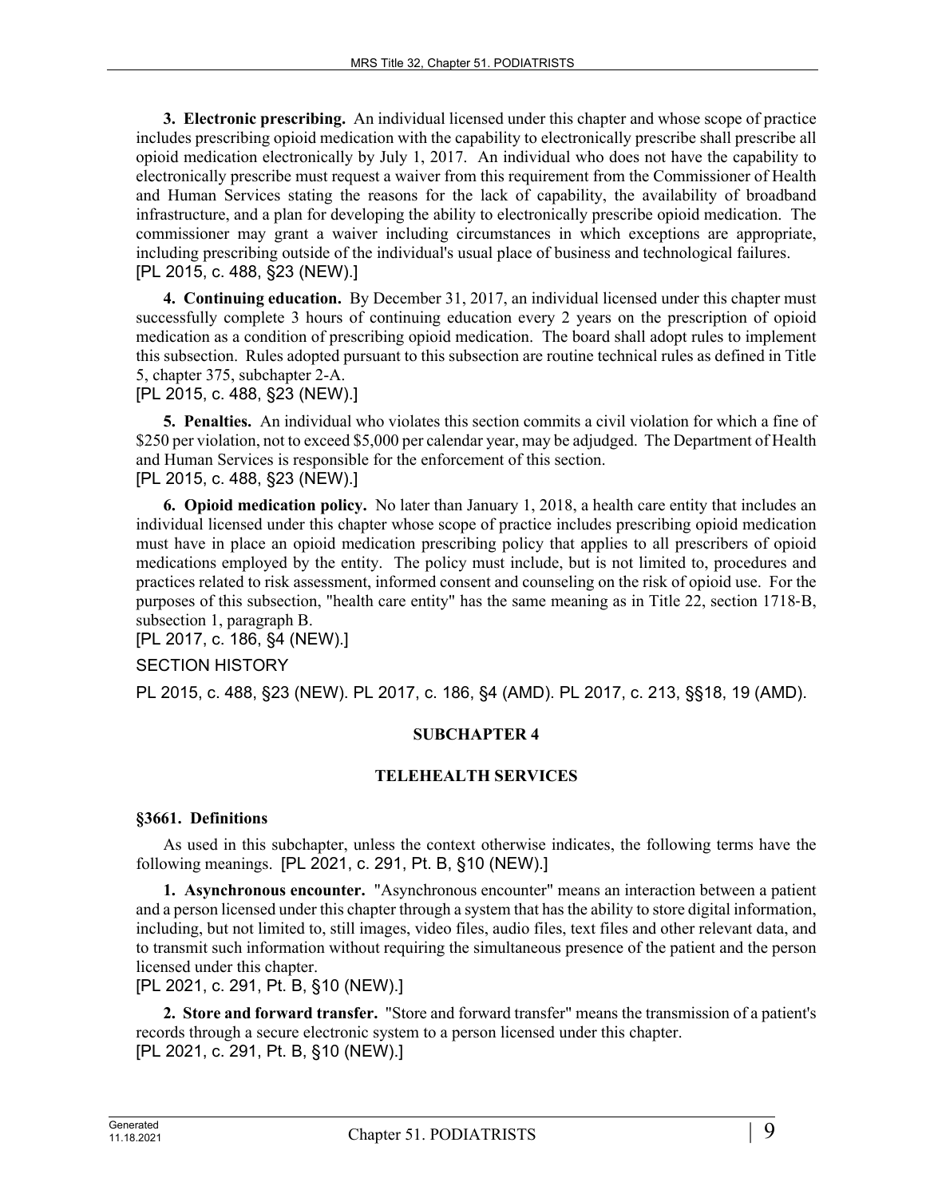**3. Electronic prescribing.** An individual licensed under this chapter and whose scope of practice includes prescribing opioid medication with the capability to electronically prescribe shall prescribe all opioid medication electronically by July 1, 2017. An individual who does not have the capability to electronically prescribe must request a waiver from this requirement from the Commissioner of Health and Human Services stating the reasons for the lack of capability, the availability of broadband infrastructure, and a plan for developing the ability to electronically prescribe opioid medication. The commissioner may grant a waiver including circumstances in which exceptions are appropriate, including prescribing outside of the individual's usual place of business and technological failures.
[PL 2015, c. 488, §23 (NEW).]

**4. Continuing education.** By December 31, 2017, an individual licensed under this chapter must successfully complete 3 hours of continuing education every 2 years on the prescription of opioid medication as a condition of prescribing opioid medication. The board shall adopt rules to implement this subsection. Rules adopted pursuant to this subsection are routine technical rules as defined in Title 5, chapter 375, subchapter 2-A.
[PL 2015, c. 488, §23 (NEW).]

**5. Penalties.** An individual who violates this section commits a civil violation for which a fine of $250 per violation, not to exceed $5,000 per calendar year, may be adjudged. The Department of Health and Human Services is responsible for the enforcement of this section.
[PL 2015, c. 488, §23 (NEW).]

**6. Opioid medication policy.** No later than January 1, 2018, a health care entity that includes an individual licensed under this chapter whose scope of practice includes prescribing opioid medication must have in place an opioid medication prescribing policy that applies to all prescribers of opioid medications employed by the entity. The policy must include, but is not limited to, procedures and practices related to risk assessment, informed consent and counseling on the risk of opioid use. For the purposes of this subsection, "health care entity" has the same meaning as in Title 22, section 1718-B, subsection 1, paragraph B.
[PL 2017, c. 186, §4 (NEW).]

SECTION HISTORY

PL 2015, c. 488, §23 (NEW). PL 2017, c. 186, §4 (AMD). PL 2017, c. 213, §§18, 19 (AMD).

## SUBCHAPTER 4

## TELEHEALTH SERVICES

### §3661. Definitions

As used in this subchapter, unless the context otherwise indicates, the following terms have the following meanings. [PL 2021, c. 291, Pt. B, §10 (NEW).]

**1. Asynchronous encounter.** "Asynchronous encounter" means an interaction between a patient and a person licensed under this chapter through a system that has the ability to store digital information, including, but not limited to, still images, video files, audio files, text files and other relevant data, and to transmit such information without requiring the simultaneous presence of the patient and the person licensed under this chapter.
[PL 2021, c. 291, Pt. B, §10 (NEW).]

**2. Store and forward transfer.** "Store and forward transfer" means the transmission of a patient's records through a secure electronic system to a person licensed under this chapter.
[PL 2021, c. 291, Pt. B, §10 (NEW).]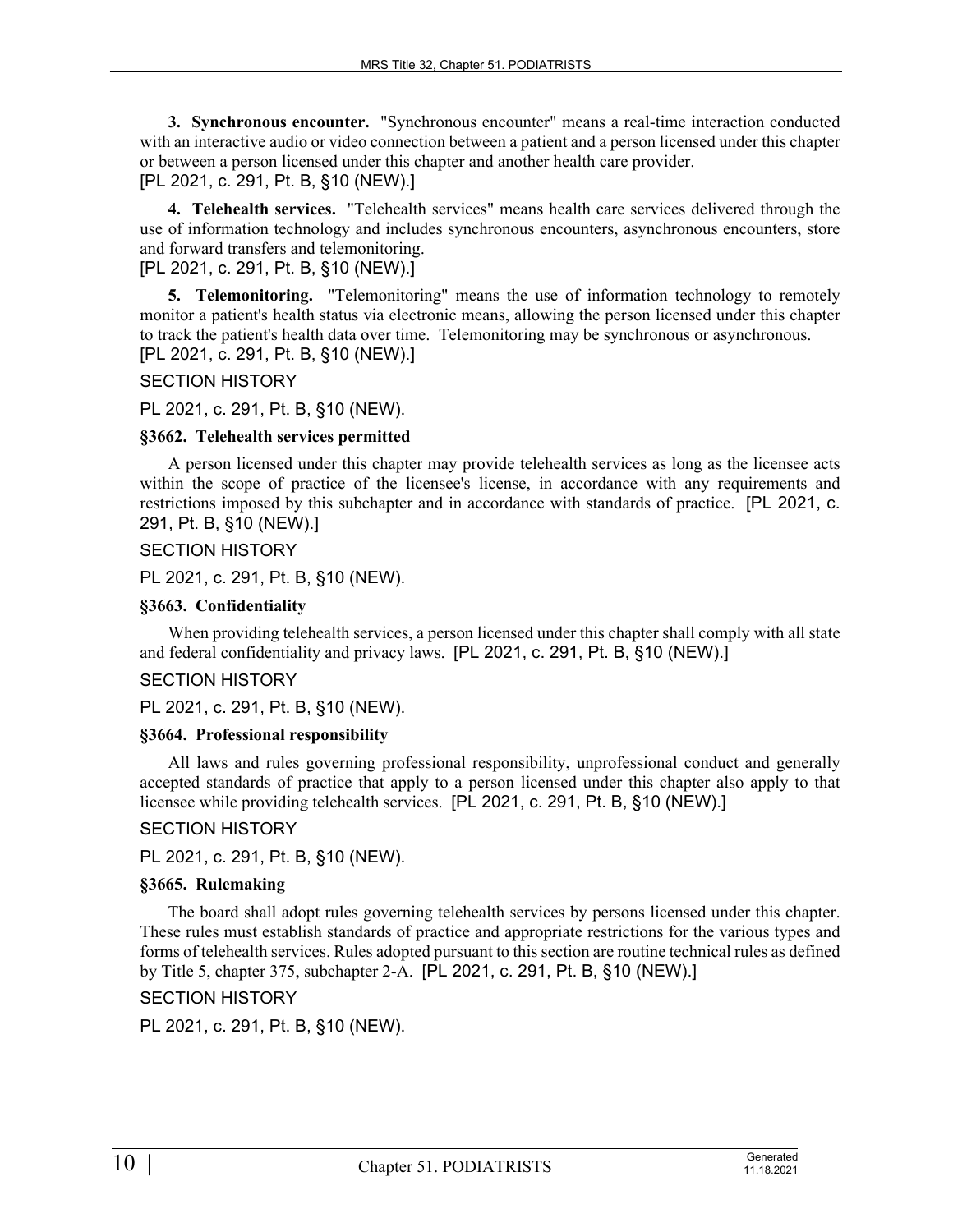**3. Synchronous encounter.** "Synchronous encounter" means a real-time interaction conducted with an interactive audio or video connection between a patient and a person licensed under this chapter or between a person licensed under this chapter and another health care provider.
[PL 2021, c. 291, Pt. B, §10 (NEW).]

**4. Telehealth services.** "Telehealth services" means health care services delivered through the use of information technology and includes synchronous encounters, asynchronous encounters, store and forward transfers and telemonitoring.
[PL 2021, c. 291, Pt. B, §10 (NEW).]

**5. Telemonitoring.** "Telemonitoring" means the use of information technology to remotely monitor a patient's health status via electronic means, allowing the person licensed under this chapter to track the patient's health data over time. Telemonitoring may be synchronous or asynchronous.
[PL 2021, c. 291, Pt. B, §10 (NEW).]

SECTION HISTORY

PL 2021, c. 291, Pt. B, §10 (NEW).

### §3662. Telehealth services permitted

A person licensed under this chapter may provide telehealth services as long as the licensee acts within the scope of practice of the licensee's license, in accordance with any requirements and restrictions imposed by this subchapter and in accordance with standards of practice. [PL 2021, c. 291, Pt. B, §10 (NEW).]

SECTION HISTORY

PL 2021, c. 291, Pt. B, §10 (NEW).

### §3663. Confidentiality

When providing telehealth services, a person licensed under this chapter shall comply with all state and federal confidentiality and privacy laws. [PL 2021, c. 291, Pt. B, §10 (NEW).]

SECTION HISTORY

PL 2021, c. 291, Pt. B, §10 (NEW).

### §3664. Professional responsibility

All laws and rules governing professional responsibility, unprofessional conduct and generally accepted standards of practice that apply to a person licensed under this chapter also apply to that licensee while providing telehealth services. [PL 2021, c. 291, Pt. B, §10 (NEW).]

SECTION HISTORY

PL 2021, c. 291, Pt. B, §10 (NEW).

### §3665. Rulemaking

The board shall adopt rules governing telehealth services by persons licensed under this chapter. These rules must establish standards of practice and appropriate restrictions for the various types and forms of telehealth services. Rules adopted pursuant to this section are routine technical rules as defined by Title 5, chapter 375, subchapter 2-A. [PL 2021, c. 291, Pt. B, §10 (NEW).]

SECTION HISTORY

PL 2021, c. 291, Pt. B, §10 (NEW).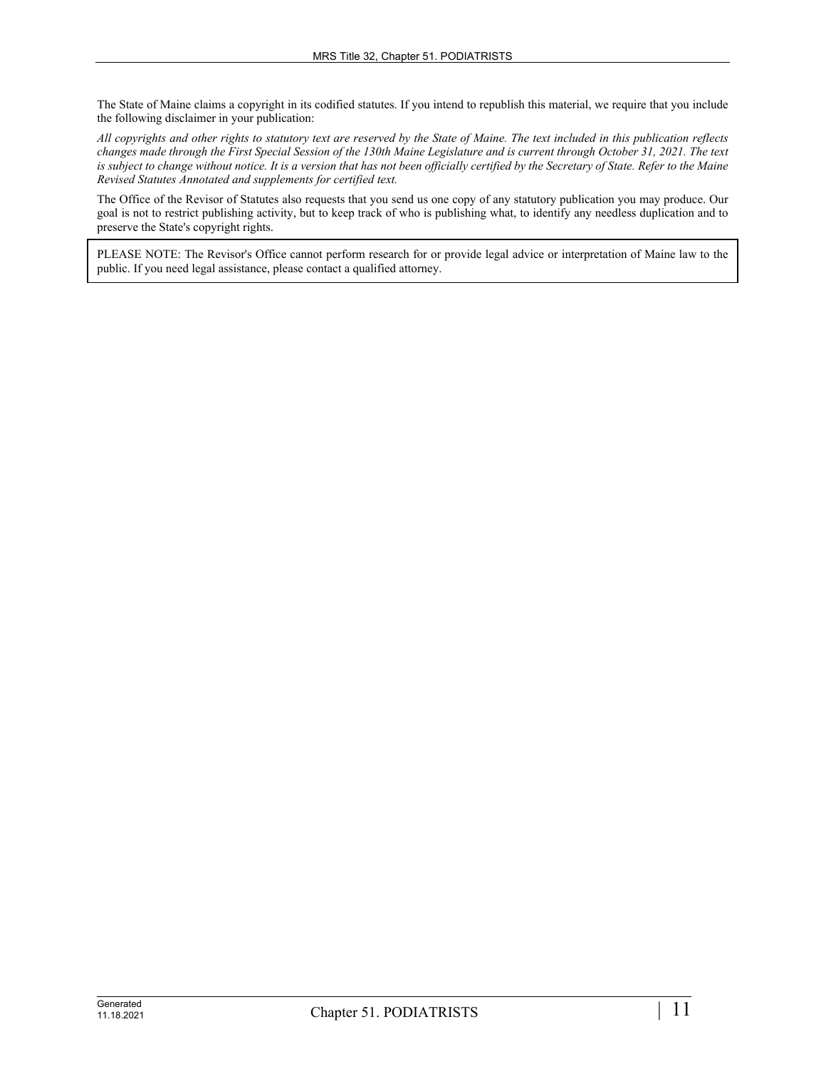The State of Maine claims a copyright in its codified statutes. If you intend to republish this material, we require that you include the following disclaimer in your publication:

*All copyrights and other rights to statutory text are reserved by the State of Maine. The text included in this publication reflects changes made through the First Special Session of the 130th Maine Legislature and is current through October 31, 2021. The text is subject to change without notice. It is a version that has not been officially certified by the Secretary of State. Refer to the Maine Revised Statutes Annotated and supplements for certified text.*

The Office of the Revisor of Statutes also requests that you send us one copy of any statutory publication you may produce. Our goal is not to restrict publishing activity, but to keep track of who is publishing what, to identify any needless duplication and to preserve the State's copyright rights.

PLEASE NOTE: The Revisor's Office cannot perform research for or provide legal advice or interpretation of Maine law to the public. If you need legal assistance, please contact a qualified attorney.